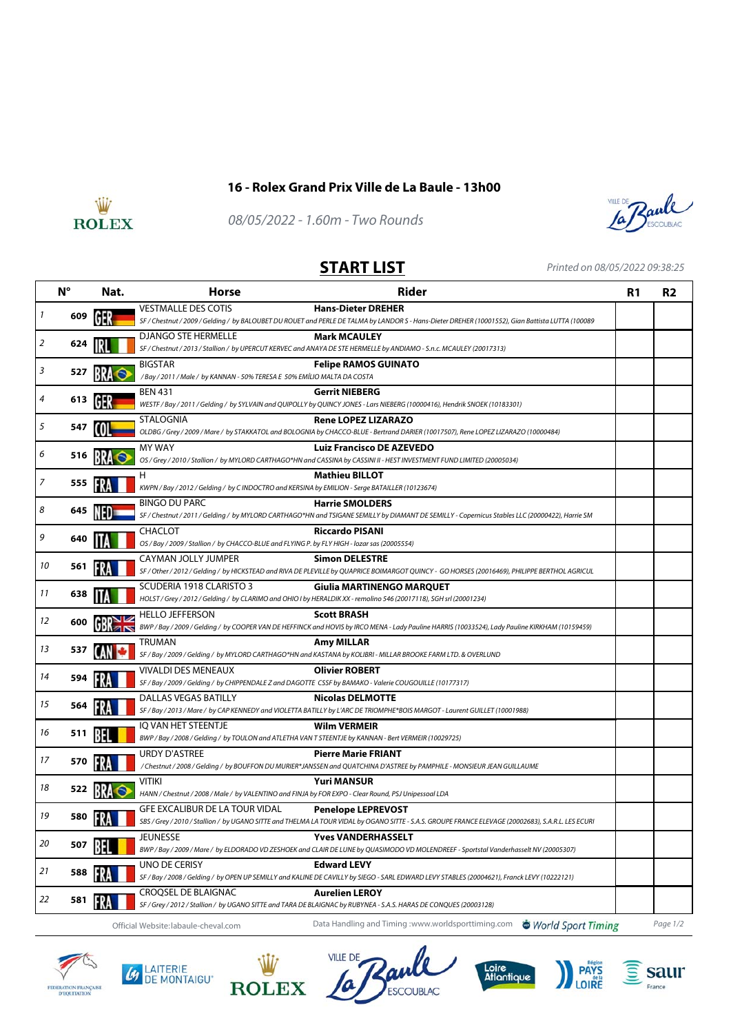## 16 - Rolex Grand Prix Ville de La Baule - 13h00

*08/05/2022 - 1.60m - Two Rounds*

# START LIST

*Printed on 08/05/2022 09:38:25*

| | N° | Nat. | Horse | Rider | R1 | R2 |
|---|---|---|---|---|---|---|
| 1 | 609 | GER | VESTMALLE DES COTIS<br>*SF / Chestnut / 2009 / Gelding / by BALOUBET DU ROUET and PERLE DE TALMA by LANDOR S - Hans-Dieter DREHER (10001552), Gian Battista LUTTA (100089* | **Hans-Dieter DREHER** | | |
| 2 | 624 | IRL | DJANGO STE HERMELLE<br>*SF / Chestnut / 2013 / Stallion / by UPERCUT KERVEC and ANAYA DE STE HERMELLE by ANDIAMO - S.n.c. MCAULEY (20017313)* | **Mark MCAULEY** | | |
| 3 | 527 | BRA | BIGSTAR<br>*/ Bay / 2011 / Male / by KANNAN - 50% TERESA E 50% EMÍLIO MALTA DA COSTA* | **Felipe RAMOS GUINATO** | | |
| 4 | 613 | GER | BEN 431<br>*WESTF / Bay / 2011 / Gelding / by SYLVAIN and QUIPOLLY by QUINCY JONES - Lars NIEBERG (10000416), Hendrik SNOEK (10183301)* | **Gerrit NIEBERG** | | |
| 5 | 547 | COL | STALOGNIA<br>*OLDBG / Grey / 2009 / Mare / by STAKKATOL and BOLOGNIA by CHACCO-BLUE - Bertrand DARIER (10017507), Rene LOPEZ LIZARAZO (10000484)* | **Rene LOPEZ LIZARAZO** | | |
| 6 | 516 | BRA | MY WAY<br>*OS / Grey / 2010 / Stallion / by MYLORD CARTHAGO*HN and CASSINA by CASSINI II - HEST INVESTMENT FUND LIMITED (20005034)* | **Luiz Francisco DE AZEVEDO** | | |
| 7 | 555 | FRA | H<br>*KWPN / Bay / 2012 / Gelding / by C INDOCTRO and KERSINA by EMILION - Serge BATAILLER (10123674)* | **Mathieu BILLOT** | | |
| 8 | 645 | NED | BINGO DU PARC<br>*SF / Chestnut / 2011 / Gelding / by MYLORD CARTHAGO*HN and TSIGANE SEMILLY by DIAMANT DE SEMILLY - Copernicus Stables LLC (20000422), Harrie SM* | **Harrie SMOLDERS** | | |
| 9 | 640 | ITA | CHACLOT<br>*OS / Bay / 2009 / Stallion / by CHACCO-BLUE and FLYING P. by FLY HIGH - lozar sas (20005554)* | **Riccardo PISANI** | | |
| 10 | 561 | FRA | CAYMAN JOLLY JUMPER<br>*SF / Other / 2012 / Gelding / by HICKSTEAD and RIVA DE PLEVILLE by QUAPRICE BOIMARGOT QUINCY - GO HORSES (20016469), PHILIPPE BERTHOL AGRICUL* | **Simon DELESTRE** | | |
| 11 | 638 | ITA | SCUDERIA 1918 CLARISTO 3<br>*HOLST / Grey / 2012 / Gelding / by CLARIMO and OHIO I by HERALDIK XX - remolino 546 (20017118), SGH srl (20001234)* | **Giulia MARTINENGO MARQUET** | | |
| 12 | 600 | GBR | HELLO JEFFERSON<br>*BWP / Bay / 2009 / Gelding / by COOPER VAN DE HEFFINCK and HOVIS by IRCO MENA - Lady Pauline HARRIS (10033524), Lady Pauline KIRKHAM (10159459)* | **Scott BRASH** | | |
| 13 | 537 | CAN | TRUMAN<br>*SF / Bay / 2009 / Gelding / by MYLORD CARTHAGO*HN and KASTANA by KOLIBRI - MILLAR BROOKE FARM LTD. & OVERLUND* | **Amy MILLAR** | | |
| 14 | 594 | FRA | VIVALDI DES MENEAUX<br>*SF / Bay / 2009 / Gelding / by CHIPPENDALE Z and DAGOTTE CSSF by BAMAKO - Valerie COUGOUILLE (10177317)* | **Olivier ROBERT** | | |
| 15 | 564 | FRA | DALLAS VEGAS BATILLY<br>*SF / Bay / 2013 / Mare / by CAP KENNEDY and VIOLETTA BATILLY by L'ARC DE TRIOMPHE*BOIS MARGOT - Laurent GUILLET (10001988)* | **Nicolas DELMOTTE** | | |
| 16 | 511 | BEL | IQ VAN HET STEENTJE<br>*BWP / Bay / 2008 / Gelding / by TOULON and ATLETHA VAN T STEENTJE by KANNAN - Bert VERMEIR (10029725)* | **Wilm VERMEIR** | | |
| 17 | 570 | FRA | URDY D'ASTREE<br>*/ Chestnut / 2008 / Gelding / by BOUFFON DU MURIER*JANSSEN and QUATCHINA D'ASTREE by PAMPHILE - MONSIEUR JEAN GUILLAUME* | **Pierre Marie FRIANT** | | |
| 18 | 522 | BRA | VITIKI<br>*HANN / Chestnut / 2008 / Male / by VALENTINO and FINJA by FOR EXPO - Clear Round, PSJ Unipessoal LDA* | **Yuri MANSUR** | | |
| 19 | 580 | FRA | GFE EXCALIBUR DE LA TOUR VIDAL<br>*SBS / Grey / 2010 / Stallion / by UGANO SITTE and THELMA LA TOUR VIDAL by OGANO SITTE - S.A.S. GROUPE FRANCE ELEVAGE (20002683), S.A.R.L. LES ECURI* | **Penelope LEPREVOST** | | |
| 20 | 507 | BEL | JEUNESSE<br>*BWP / Bay / 2009 / Mare / by ELDORADO VD ZESHOEK and CLAIR DE LUNE by QUASIMODO VD MOLENDREEF - Sportstal Vanderhasselt NV (20005307)* | **Yves VANDERHASSELT** | | |
| 21 | 588 | FRA | UNO DE CERISY<br>*SF / Bay / 2008 / Gelding / by OPEN UP SEMILLY and KALINE DE CAVILLY by SIEGO - SARL EDWARD LEVY STABLES (20004621), Franck LEVY (10222121)* | **Edward LEVY** | | |
| 22 | 581 | FRA | CROQSEL DE BLAIGNAC<br>*SF / Grey / 2012 / Stallion / by UGANO SITTE and TARA DE BLAIGNAC by RUBYNEA - S.A.S. HARAS DE CONQUES (20003128)* | **Aurelien LEROY** | | |

Official Website:labaule-cheval.com

Data Handling and Timing :www.worldsporttiming.com World Sport Timing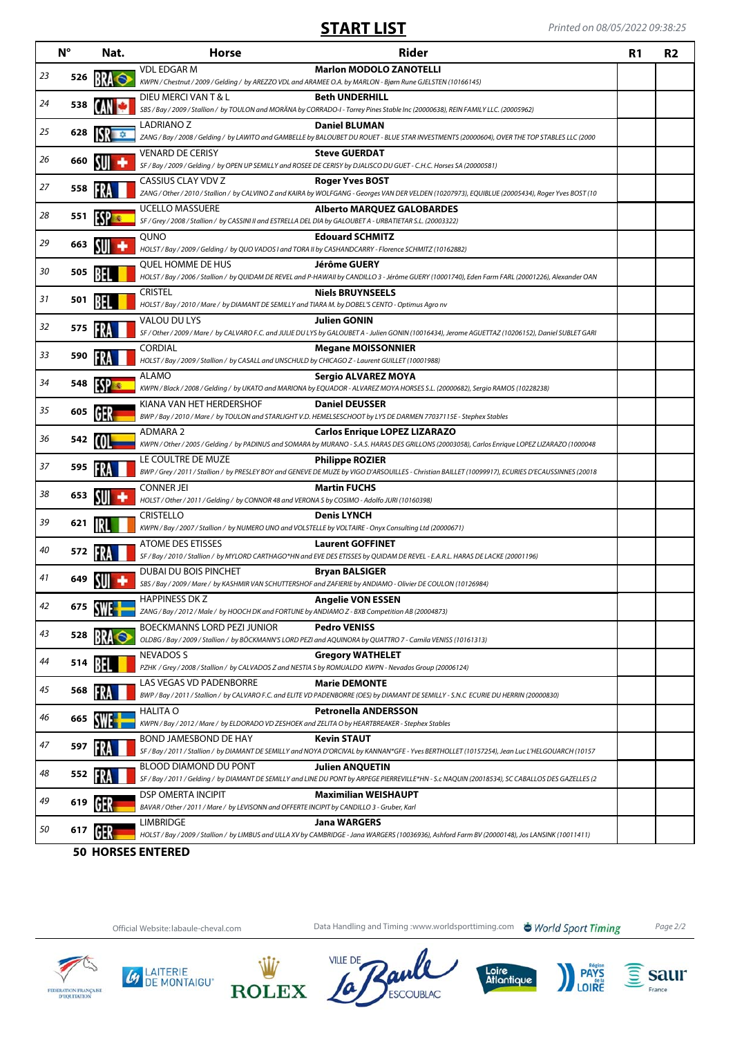# START LIST

*Printed on 08/05/2022 09:38:25*

| | N° | Nat. | Horse | Rider | R1 | R2 |
|---|---|---|---|---|---|---|
| 23 | 526 | BRA | VDL EDGAR M<br>*KWPN / Chestnut / 2009 / Gelding / by AREZZO VDL and ARAMEE O.A. by MARLON - Bjørn Rune GJELSTEN (10166145)* | Marlon MODOLO ZANOTELLI | | |
| 24 | 538 | CAN | DIEU MERCI VAN T & L<br>*SBS / Bay / 2009 / Stallion / by TOULON and MORÄNA by CORRADO-I - Torrey Pines Stable Inc (20000638), REIN FAMILY LLC. (20005962)* | Beth UNDERHILL | | |
| 25 | 628 | ISR | LADRIANO Z<br>*ZANG / Bay / 2008 / Gelding / by LAWITO and GAMBELLE by BALOUBET DU ROUET - BLUE STAR INVESTMENTS (20000604), OVER THE TOP STABLES LLC (2000* | Daniel BLUMAN | | |
| 26 | 660 | SUI | VENARD DE CERISY<br>*SF / Bay / 2009 / Gelding / by OPEN UP SEMILLY and ROSEE DE CERISY by DJALISCO DU GUET - C.H.C. Horses SA (20000581)* | Steve GUERDAT | | |
| 27 | 558 | FRA | CASSIUS CLAY VDV Z<br>*ZANG / Other / 2010 / Stallion / by CALVINO Z and KAIRA by WOLFGANG - Georges VAN DER VELDEN (10207973), EQUIBLUE (20005434), Roger Yves BOST (10* | Roger Yves BOST | | |
| 28 | 551 | ESP | UCELLO MASSUERE<br>*SF / Grey / 2008 / Stallion / by CASSINI II and ESTRELLA DEL DIA by GALOUBET A - URBATIETAR S.L. (20003322)* | Alberto MARQUEZ GALOBARDES | | |
| 29 | 663 | SUI | QUNO<br>*HOLST / Bay / 2009 / Gelding / by QUO VADOS I and TORA II by CASHANDCARRY - Florence SCHMITZ (10162882)* | Edouard SCHMITZ | | |
| 30 | 505 | BEL | QUEL HOMME DE HUS<br>*HOLST / Bay / 2006 / Stallion / by QUIDAM DE REVEL and P-HAWAII by CANDILLO 3 - Jérôme GUERY (10001740), Eden Farm FARL (20001226), Alexander OAN* | Jérôme GUERY | | |
| 31 | 501 | BEL | CRISTEL<br>*HOLST / Bay / 2010 / Mare / by DIAMANT DE SEMILLY and TIARA M. by DOBEL'S CENTO - Optimus Agro nv* | Niels BRUYNSEELS | | |
| 32 | 575 | FRA | VALOU DU LYS<br>*SF / Other / 2009 / Mare / by CALVARO F.C. and JULIE DU LYS by GALOUBET A - Julien GONIN (10016434), Jerome AGUETTAZ (10206152), Daniel SUBLET GARI* | Julien GONIN | | |
| 33 | 590 | FRA | CORDIAL<br>*HOLST / Bay / 2009 / Stallion / by CASALL and UNSCHULD by CHICAGO Z - Laurent GUILLET (10001988)* | Megane MOISSONNIER | | |
| 34 | 548 | ESP | ALAMO<br>*KWPN / Black / 2008 / Gelding / by UKATO and MARIONA by EQUADOR - ALVAREZ MOYA HORSES S.L. (20000682), Sergio RAMOS (10228238)* | Sergio ALVAREZ MOYA | | |
| 35 | 605 | GER | KIANA VAN HET HERDERSHOF<br>*BWP / Bay / 2010 / Mare / by TOULON and STARLIGHT V.D. HEMELSESCHOOT by LYS DE DARMEN 77037115E - Stephex Stables* | Daniel DEUSSER | | |
| 36 | 542 | COL | ADMARA 2<br>*KWPN / Other / 2005 / Gelding / by PADINUS and SOMARA by MURANO - S.A.S. HARAS DES GRILLONS (20003058), Carlos Enrique LOPEZ LIZARAZO (1000048* | Carlos Enrique LOPEZ LIZARAZO | | |
| 37 | 595 | FRA | LE COULTRE DE MUZE<br>*BWP / Grey / 2011 / Stallion / by PRESLEY BOY and GENEVE DE MUZE by VIGO D'ARSOUILLES - Christian BAILLET (10099917), ECURIES D'ECAUSSINNES (20018* | Philippe ROZIER | | |
| 38 | 653 | SUI | CONNER JEI<br>*HOLST / Other / 2011 / Gelding / by CONNOR 48 and VERONA S by COSIMO - Adolfo JURI (10160398)* | Martin FUCHS | | |
| 39 | 621 | IRL | CRISTELLO<br>*KWPN / Bay / 2007 / Stallion / by NUMERO UNO and VOLSTELLE by VOLTAIRE - Onyx Consulting Ltd (20000671)* | Denis LYNCH | | |
| 40 | 572 | FRA | ATOME DES ETISSES<br>*SF / Bay / 2010 / Stallion / by MYLORD CARTHAGO*HN and EVE DES ETISSES by QUIDAM DE REVEL - E.A.R.L. HARAS DE LACKE (20001196)* | Laurent GOFFINET | | |
| 41 | 649 | SUI | DUBAI DU BOIS PINCHET<br>*SBS / Bay / 2009 / Mare / by KASHMIR VAN SCHUTTERSHOF and ZAFIERIE by ANDIAMO - Olivier DE COULON (10126984)* | Bryan BALSIGER | | |
| 42 | 675 | SWE | HAPPINESS DK Z<br>*ZANG / Bay / 2012 / Male / by HOOCH DK and FORTUNE by ANDIAMO Z - BXB Competition AB (20004873)* | Angelie VON ESSEN | | |
| 43 | 528 | BRA | BOECKMANNS LORD PEZI JUNIOR<br>*OLDBG / Bay / 2009 / Stallion / by BÖCKMANN'S LORD PEZI and AQUINORA by QUATTRO 7 - Camila VENISS (10161313)* | Pedro VENISS | | |
| 44 | 514 | BEL | NEVADOS S<br>*PZHK / Grey / 2008 / Stallion / by CALVADOS Z and NESTIA S by ROMUALDO KWPN - Nevados Group (20006124)* | Gregory WATHELET | | |
| 45 | 568 | FRA | LAS VEGAS VD PADENBORRE<br>*BWP / Bay / 2011 / Stallion / by CALVARO F.C. and ELITE VD PADENBORRE (OES) by DIAMANT DE SEMILLY - S.N.C ECURIE DU HERRIN (20000830)* | Marie DEMONTE | | |
| 46 | 665 | SWE | HALITA O<br>*KWPN / Bay / 2012 / Mare / by ELDORADO VD ZESHOEK and ZELITA O by HEARTBREAKER - Stephex Stables* | Petronella ANDERSSON | | |
| 47 | 597 | FRA | BOND JAMESBOND DE HAY<br>*SF / Bay / 2011 / Stallion / by DIAMANT DE SEMILLY and NOYA D'ORCIVAL by KANNAN*GFE - Yves BERTHOLLET (10157254), Jean Luc L'HELGOUARCH (10157* | Kevin STAUT | | |
| 48 | 552 | FRA | BLOOD DIAMOND DU PONT<br>*SF / Bay / 2011 / Gelding / by DIAMANT DE SEMILLY and LINE DU PONT by ARPEGE PIERREVILLE*HN - S.c NAQUIN (20018534), SC CABALLOS DES GAZELLES (2* | Julien ANQUETIN | | |
| 49 | 619 | GER | DSP OMERTA INCIPIT<br>*BAVAR / Other / 2011 / Mare / by LEVISONN and OFFERTE INCIPIT by CANDILLO 3 - Gruber, Karl* | Maximilian WEISHAUPT | | |
| 50 | 617 | GER | LIMBRIDGE<br>*HOLST / Bay / 2009 / Stallion / by LIMBUS and ULLA XV by CAMBRIDGE - Jana WARGERS (10036936), Ashford Farm BV (20000148), Jos LANSINK (10011411)* | Jana WARGERS | | |

**50 HORSES ENTERED**

Official Website:labaule-cheval.com

Data Handling and Timing :www.worldsporttiming.com World Sport Timing